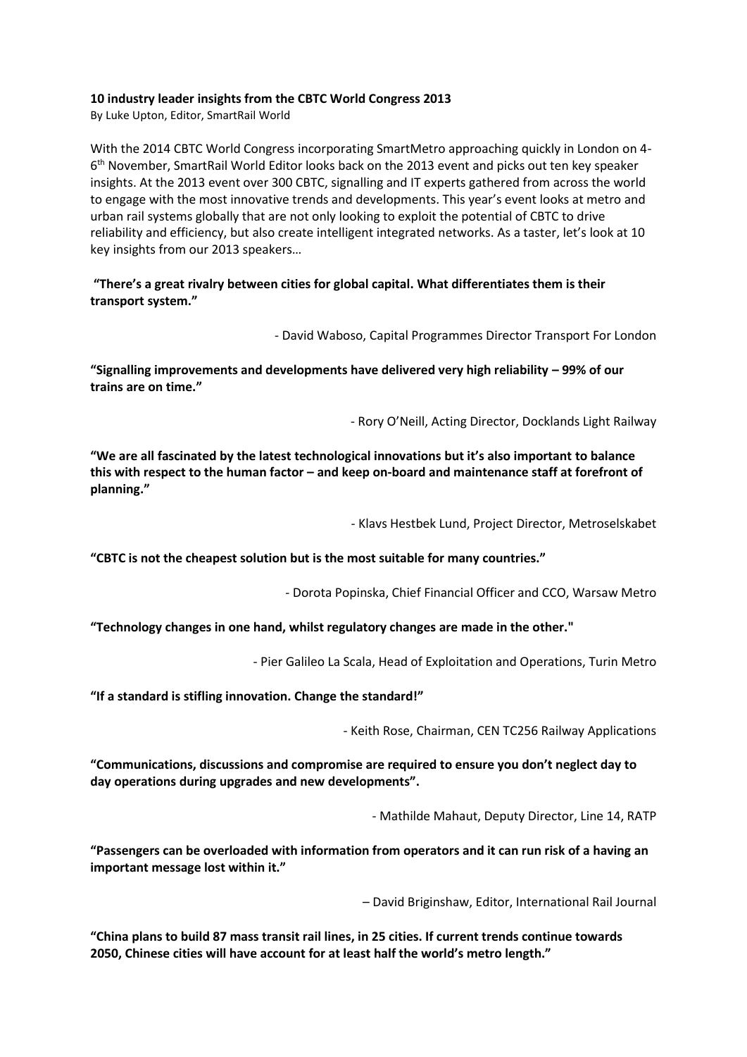**10 industry leader insights from the CBTC World Congress 2013**

By Luke Upton, Editor, SmartRail World

With the 2014 CBTC World Congress incorporating SmartMetro approaching quickly in London on 4-6th November, SmartRail World Editor looks back on the 2013 event and picks out ten key speaker insights. At the 2013 event over 300 CBTC, signalling and IT experts gathered from across the world to engage with the most innovative trends and developments. This year's event looks at metro and urban rail systems globally that are not only looking to exploit the potential of CBTC to drive reliability and efficiency, but also create intelligent integrated networks. As a taster, let's look at 10 key insights from our 2013 speakers…

**"There's a great rivalry between cities for global capital. What differentiates them is their transport system."**

- David Waboso, Capital Programmes Director Transport For London

**"Signalling improvements and developments have delivered very high reliability – 99% of our trains are on time."**

- Rory O'Neill, Acting Director, Docklands Light Railway

**"We are all fascinated by the latest technological innovations but it's also important to balance this with respect to the human factor – and keep on-board and maintenance staff at forefront of planning."**

- Klavs Hestbek Lund, Project Director, Metroselskabet

**"CBTC is not the cheapest solution but is the most suitable for many countries."**

- Dorota Popinska, Chief Financial Officer and CCO, Warsaw Metro

**"Technology changes in one hand, whilst regulatory changes are made in the other."**

- Pier Galileo La Scala, Head of Exploitation and Operations, Turin Metro

**"If a standard is stifling innovation. Change the standard!"**

- Keith Rose, Chairman, CEN TC256 Railway Applications

**"Communications, discussions and compromise are required to ensure you don't neglect day to day operations during upgrades and new developments".**

- Mathilde Mahaut, Deputy Director, Line 14, RATP

**"Passengers can be overloaded with information from operators and it can run risk of a having an important message lost within it."**

– David Briginshaw, Editor, International Rail Journal

**"China plans to build 87 mass transit rail lines, in 25 cities. If current trends continue towards 2050, Chinese cities will have account for at least half the world's metro length."**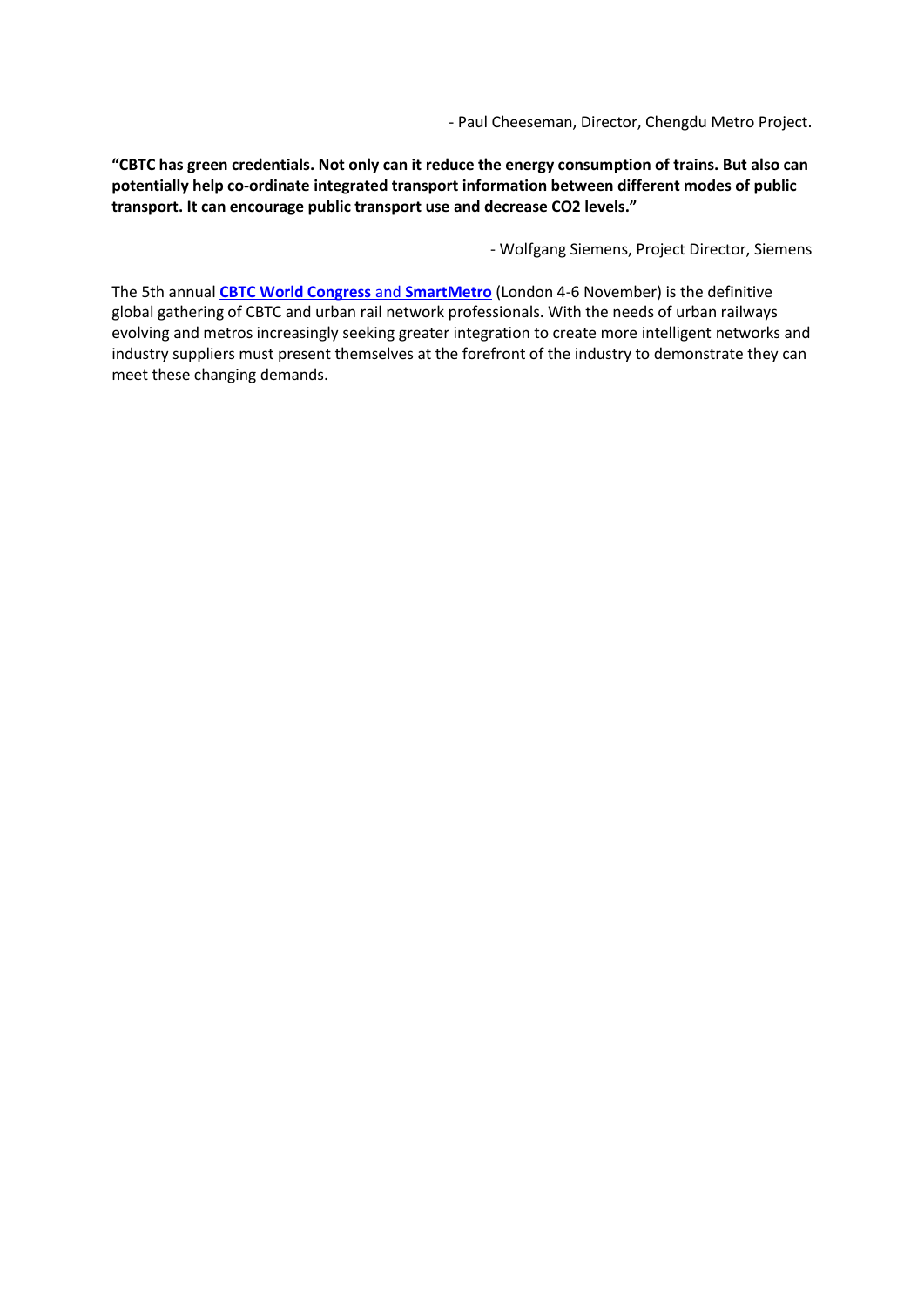- Paul Cheeseman, Director, Chengdu Metro Project.

**"CBTC has green credentials. Not only can it reduce the energy consumption of trains. But also can potentially help co-ordinate integrated transport information between different modes of public transport. It can encourage public transport use and decrease $CO_2$ levels."**

- Wolfgang Siemens, Project Director, Siemens

The 5th annual **CBTC World Congress** and **SmartMetro** (London 4-6 November) is the definitive global gathering of CBTC and urban rail network professionals. With the needs of urban railways evolving and metros increasingly seeking greater integration to create more intelligent networks and industry suppliers must present themselves at the forefront of the industry to demonstrate they can meet these changing demands.